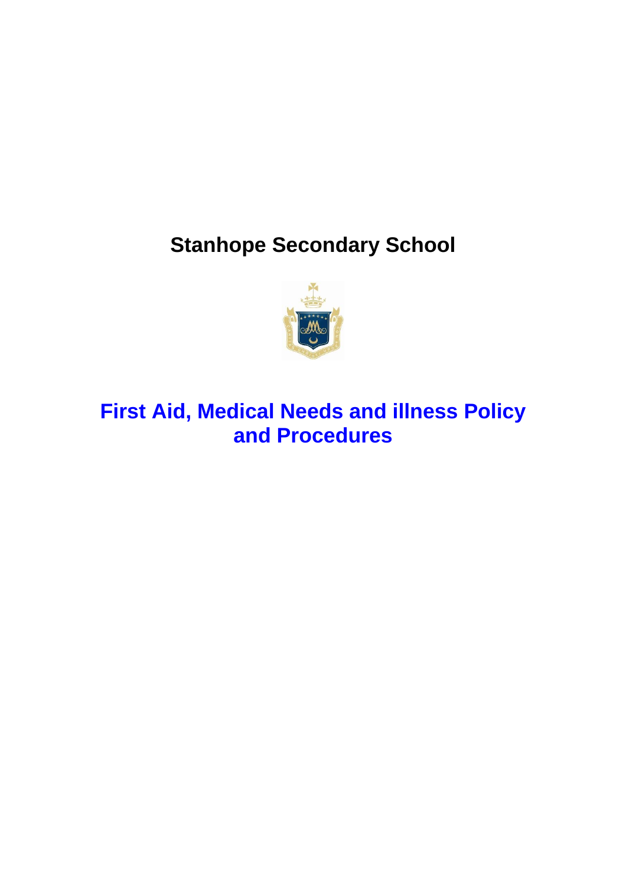# Stanhope Secondary School

## First Aid, Medical Needs and illness Policy and Procedures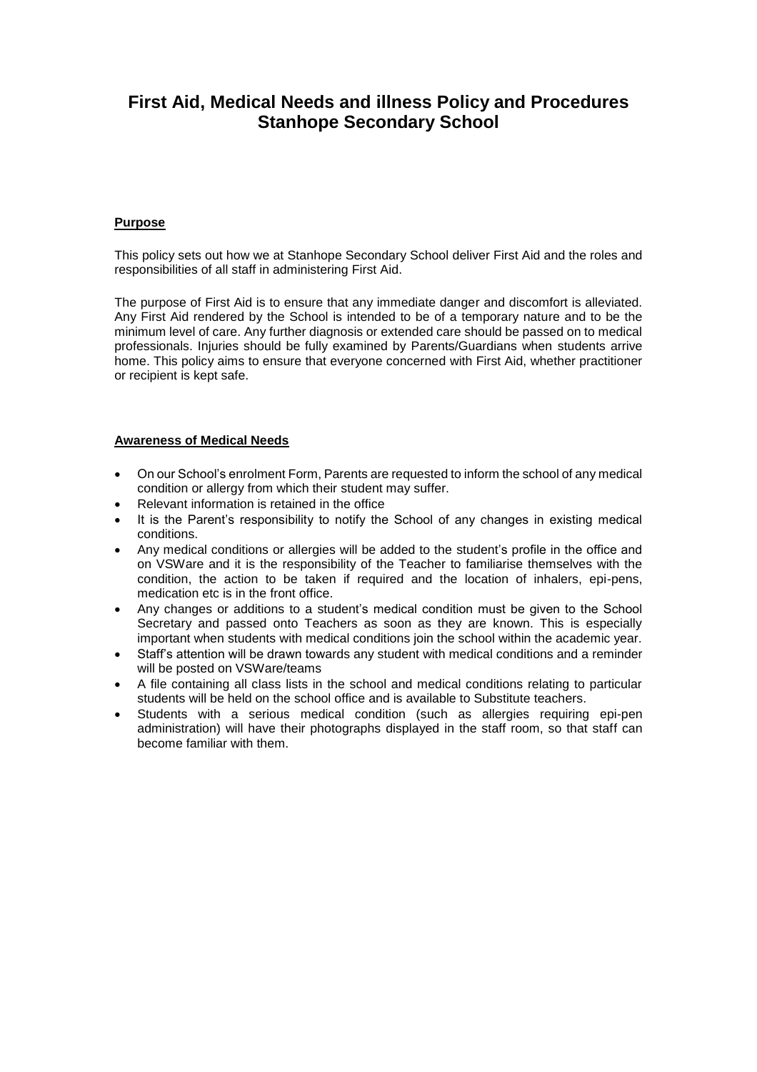# First Aid, Medical Needs and illness Policy and Procedures Stanhope Secondary School

## Purpose

This policy sets out how we at Stanhope Secondary School deliver First Aid and the roles and responsibilities of all staff in administering First Aid.

The purpose of First Aid is to ensure that any immediate danger and discomfort is alleviated. Any First Aid rendered by the School is intended to be of a temporary nature and to be the minimum level of care. Any further diagnosis or extended care should be passed on to medical professionals. Injuries should be fully examined by Parents/Guardians when students arrive home. This policy aims to ensure that everyone concerned with First Aid, whether practitioner or recipient is kept safe.

## Awareness of Medical Needs

- On our School's enrolment Form, Parents are requested to inform the school of any medical condition or allergy from which their student may suffer.
- Relevant information is retained in the office
- It is the Parent's responsibility to notify the School of any changes in existing medical conditions.
- Any medical conditions or allergies will be added to the student's profile in the office and on VSWare and it is the responsibility of the Teacher to familiarise themselves with the condition, the action to be taken if required and the location of inhalers, epi-pens, medication etc is in the front office.
- Any changes or additions to a student's medical condition must be given to the School Secretary and passed onto Teachers as soon as they are known. This is especially important when students with medical conditions join the school within the academic year.
- Staff's attention will be drawn towards any student with medical conditions and a reminder will be posted on VSWare/teams
- A file containing all class lists in the school and medical conditions relating to particular students will be held on the school office and is available to Substitute teachers.
- Students with a serious medical condition (such as allergies requiring epi-pen administration) will have their photographs displayed in the staff room, so that staff can become familiar with them.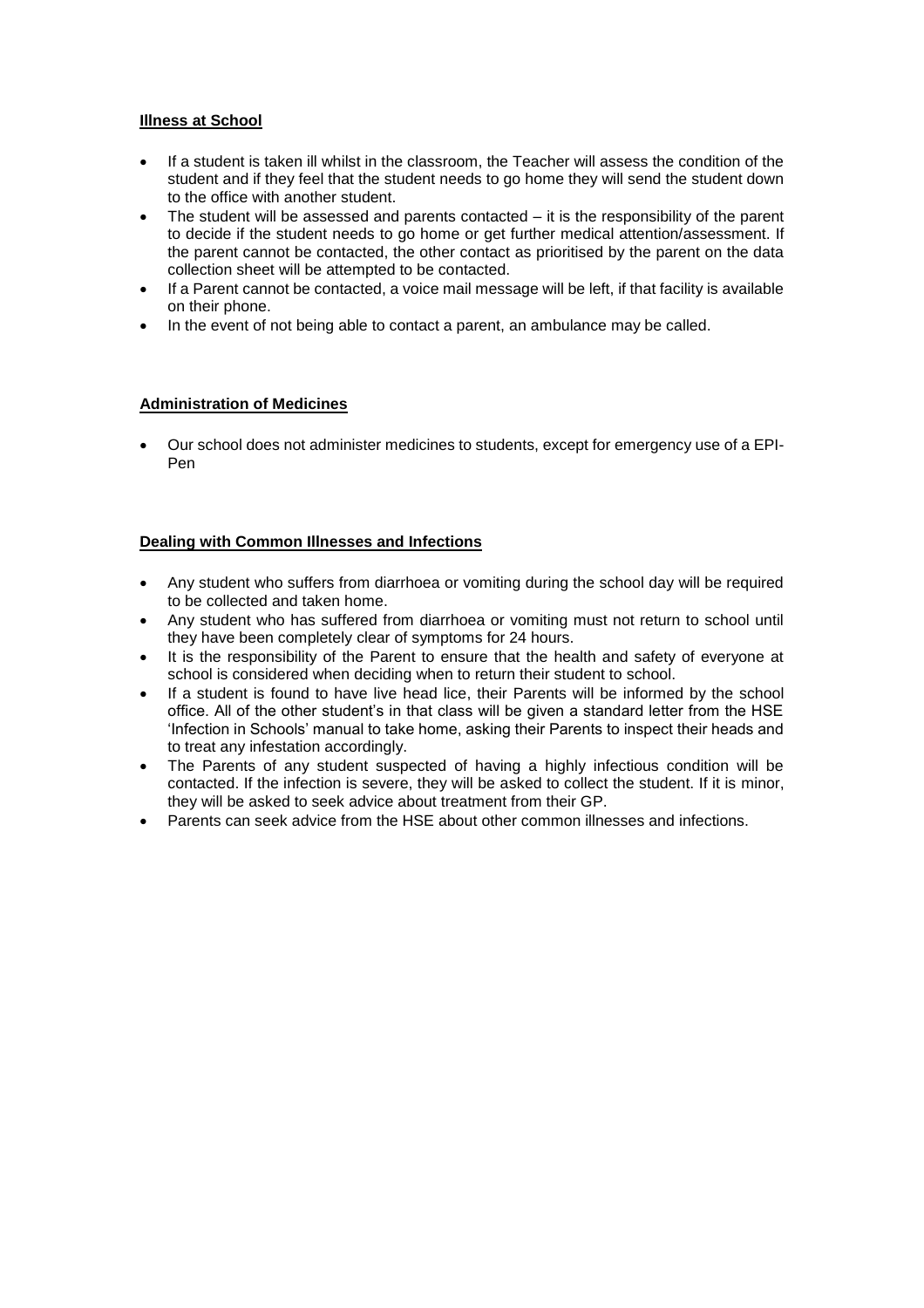## Illness at School

- If a student is taken ill whilst in the classroom, the Teacher will assess the condition of the student and if they feel that the student needs to go home they will send the student down to the office with another student.
- The student will be assessed and parents contacted – it is the responsibility of the parent to decide if the student needs to go home or get further medical attention/assessment. If the parent cannot be contacted, the other contact as prioritised by the parent on the data collection sheet will be attempted to be contacted.
- If a Parent cannot be contacted, a voice mail message will be left, if that facility is available on their phone.
- In the event of not being able to contact a parent, an ambulance may be called.

## Administration of Medicines

- Our school does not administer medicines to students, except for emergency use of a EPI-Pen

## Dealing with Common Illnesses and Infections

- Any student who suffers from diarrhoea or vomiting during the school day will be required to be collected and taken home.
- Any student who has suffered from diarrhoea or vomiting must not return to school until they have been completely clear of symptoms for 24 hours.
- It is the responsibility of the Parent to ensure that the health and safety of everyone at school is considered when deciding when to return their student to school.
- If a student is found to have live head lice, their Parents will be informed by the school office. All of the other student's in that class will be given a standard letter from the HSE 'Infection in Schools' manual to take home, asking their Parents to inspect their heads and to treat any infestation accordingly.
- The Parents of any student suspected of having a highly infectious condition will be contacted. If the infection is severe, they will be asked to collect the student. If it is minor, they will be asked to seek advice about treatment from their GP.
- Parents can seek advice from the HSE about other common illnesses and infections.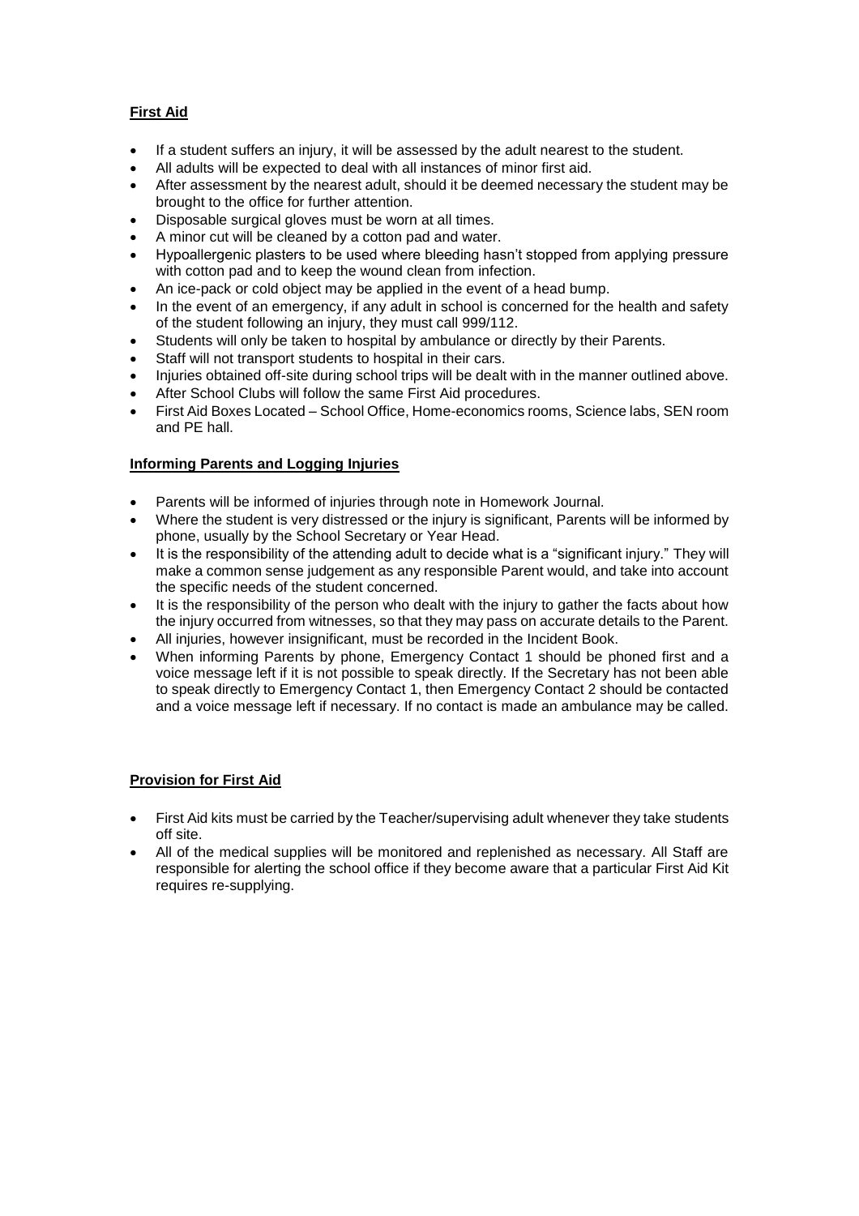## First Aid

- If a student suffers an injury, it will be assessed by the adult nearest to the student.
- All adults will be expected to deal with all instances of minor first aid.
- After assessment by the nearest adult, should it be deemed necessary the student may be brought to the office for further attention.
- Disposable surgical gloves must be worn at all times.
- A minor cut will be cleaned by a cotton pad and water.
- Hypoallergenic plasters to be used where bleeding hasn't stopped from applying pressure with cotton pad and to keep the wound clean from infection.
- An ice-pack or cold object may be applied in the event of a head bump.
- In the event of an emergency, if any adult in school is concerned for the health and safety of the student following an injury, they must call 999/112.
- Students will only be taken to hospital by ambulance or directly by their Parents.
- Staff will not transport students to hospital in their cars.
- Injuries obtained off-site during school trips will be dealt with in the manner outlined above.
- After School Clubs will follow the same First Aid procedures.
- First Aid Boxes Located – School Office, Home-economics rooms, Science labs, SEN room and PE hall.

## Informing Parents and Logging Injuries

- Parents will be informed of injuries through note in Homework Journal.
- Where the student is very distressed or the injury is significant, Parents will be informed by phone, usually by the School Secretary or Year Head.
- It is the responsibility of the attending adult to decide what is a "significant injury." They will make a common sense judgement as any responsible Parent would, and take into account the specific needs of the student concerned.
- It is the responsibility of the person who dealt with the injury to gather the facts about how the injury occurred from witnesses, so that they may pass on accurate details to the Parent.
- All injuries, however insignificant, must be recorded in the Incident Book.
- When informing Parents by phone, Emergency Contact 1 should be phoned first and a voice message left if it is not possible to speak directly. If the Secretary has not been able to speak directly to Emergency Contact 1, then Emergency Contact 2 should be contacted and a voice message left if necessary. If no contact is made an ambulance may be called.

## Provision for First Aid

- First Aid kits must be carried by the Teacher/supervising adult whenever they take students off site.
- All of the medical supplies will be monitored and replenished as necessary. All Staff are responsible for alerting the school office if they become aware that a particular First Aid Kit requires re-supplying.